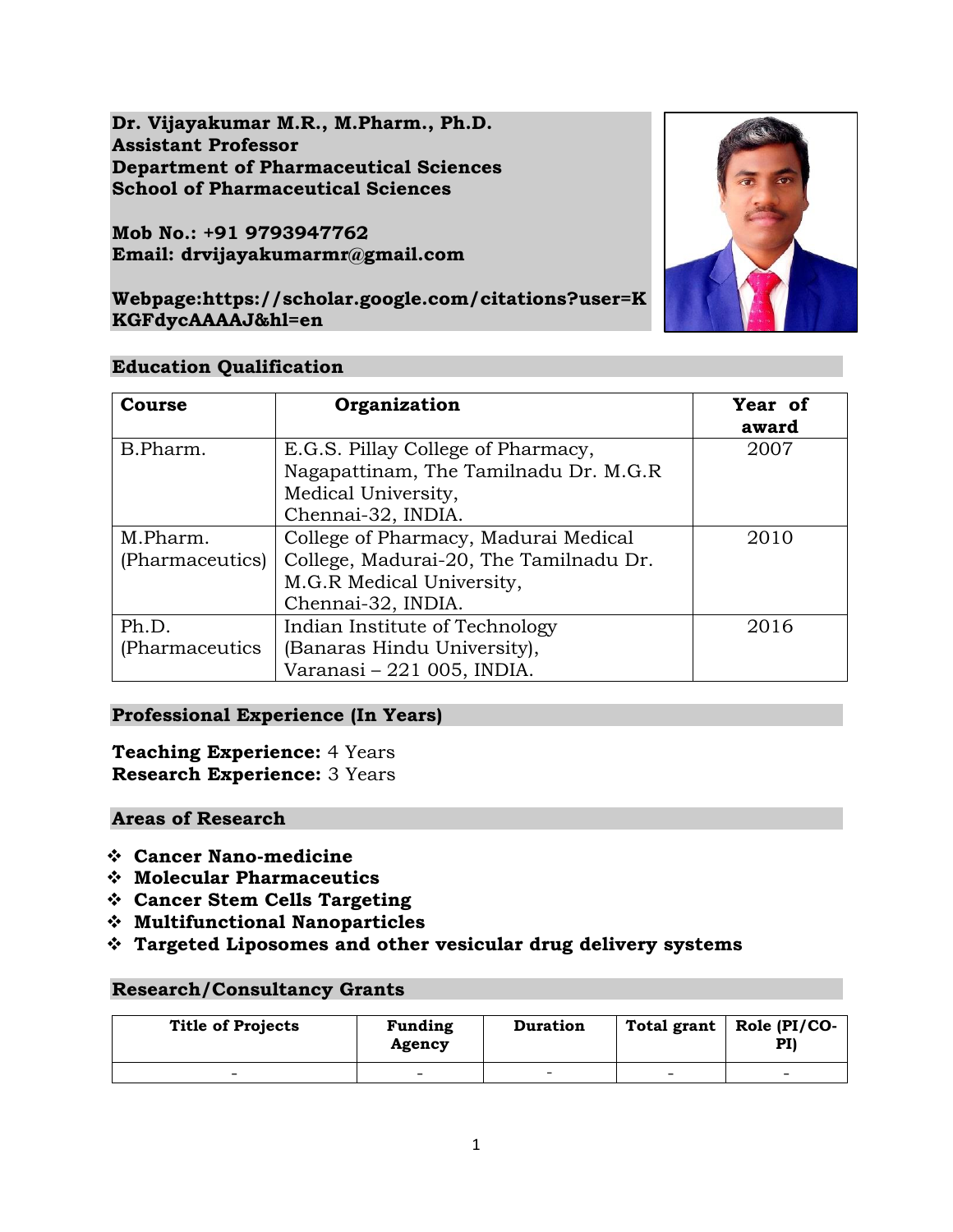**Dr. Vijayakumar M.R., M.Pharm., Ph.D.**
**Assistant Professor**
**Department of Pharmaceutical Sciences**
**School of Pharmaceutical Sciences**

**Mob No.: +91 9793947762**
**Email: drvijayakumarmr@gmail.com**

**Webpage:https://scholar.google.com/citations?user=KKGFdycAAAAJ&hl=en**

## Education Qualification

| Course | Organization | Year of award |
|---|---|---|
| B.Pharm. | E.G.S. Pillay College of Pharmacy, Nagapattinam, The Tamilnadu Dr. M.G.R Medical University, Chennai-32, INDIA. | 2007 |
| M.Pharm. (Pharmaceutics) | College of Pharmacy, Madurai Medical College, Madurai-20, The Tamilnadu Dr. M.G.R Medical University, Chennai-32, INDIA. | 2010 |
| Ph.D. (Pharmaceutics | Indian Institute of Technology (Banaras Hindu University), Varanasi – 221 005, INDIA. | 2016 |

## Professional Experience (In Years)

**Teaching Experience:** 4 Years
**Research Experience:** 3 Years

## Areas of Research

- **Cancer Nano-medicine**
- **Molecular Pharmaceutics**
- **Cancer Stem Cells Targeting**
- **Multifunctional Nanoparticles**
- **Targeted Liposomes and other vesicular drug delivery systems**

## Research/Consultancy Grants

| Title of Projects | Funding Agency | Duration | Total grant | Role (PI/CO-PI) |
|---|---|---|---|---|
| - | - | - | - | - |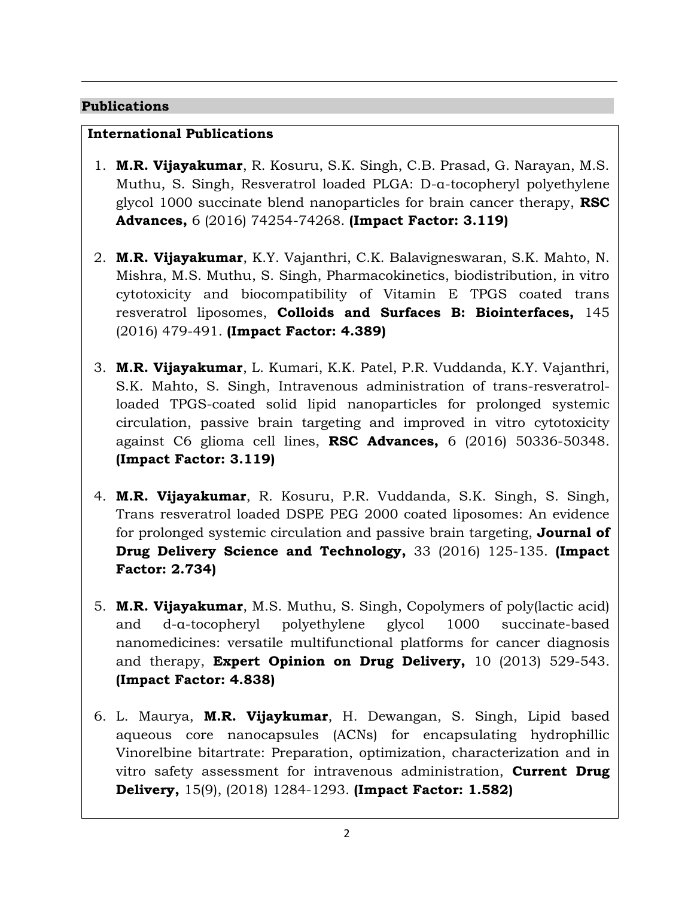## Publications

### International Publications

1. **M.R. Vijayakumar**, R. Kosuru, S.K. Singh, C.B. Prasad, G. Narayan, M.S. Muthu, S. Singh, Resveratrol loaded PLGA: D-α-tocopheryl polyethylene glycol 1000 succinate blend nanoparticles for brain cancer therapy, **RSC Advances,** 6 (2016) 74254-74268. **(Impact Factor: 3.119)**

2. **M.R. Vijayakumar**, K.Y. Vajanthri, C.K. Balavigneswaran, S.K. Mahto, N. Mishra, M.S. Muthu, S. Singh, Pharmacokinetics, biodistribution, in vitro cytotoxicity and biocompatibility of Vitamin E TPGS coated trans resveratrol liposomes, **Colloids and Surfaces B: Biointerfaces,** 145 (2016) 479-491. **(Impact Factor: 4.389)**

3. **M.R. Vijayakumar**, L. Kumari, K.K. Patel, P.R. Vuddanda, K.Y. Vajanthri, S.K. Mahto, S. Singh, Intravenous administration of trans-resveratrol-loaded TPGS-coated solid lipid nanoparticles for prolonged systemic circulation, passive brain targeting and improved in vitro cytotoxicity against C6 glioma cell lines, **RSC Advances,** 6 (2016) 50336-50348. **(Impact Factor: 3.119)**

4. **M.R. Vijayakumar**, R. Kosuru, P.R. Vuddanda, S.K. Singh, S. Singh, Trans resveratrol loaded DSPE PEG 2000 coated liposomes: An evidence for prolonged systemic circulation and passive brain targeting, **Journal of Drug Delivery Science and Technology,** 33 (2016) 125-135. **(Impact Factor: 2.734)**

5. **M.R. Vijayakumar**, M.S. Muthu, S. Singh, Copolymers of poly(lactic acid) and d-α-tocopheryl polyethylene glycol 1000 succinate-based nanomedicines: versatile multifunctional platforms for cancer diagnosis and therapy, **Expert Opinion on Drug Delivery,** 10 (2013) 529-543. **(Impact Factor: 4.838)**

6. L. Maurya, **M.R. Vijaykumar**, H. Dewangan, S. Singh, Lipid based aqueous core nanocapsules (ACNs) for encapsulating hydrophillic Vinorelbine bitartrate: Preparation, optimization, characterization and in vitro safety assessment for intravenous administration, **Current Drug Delivery,** 15(9), (2018) 1284-1293. **(Impact Factor: 1.582)**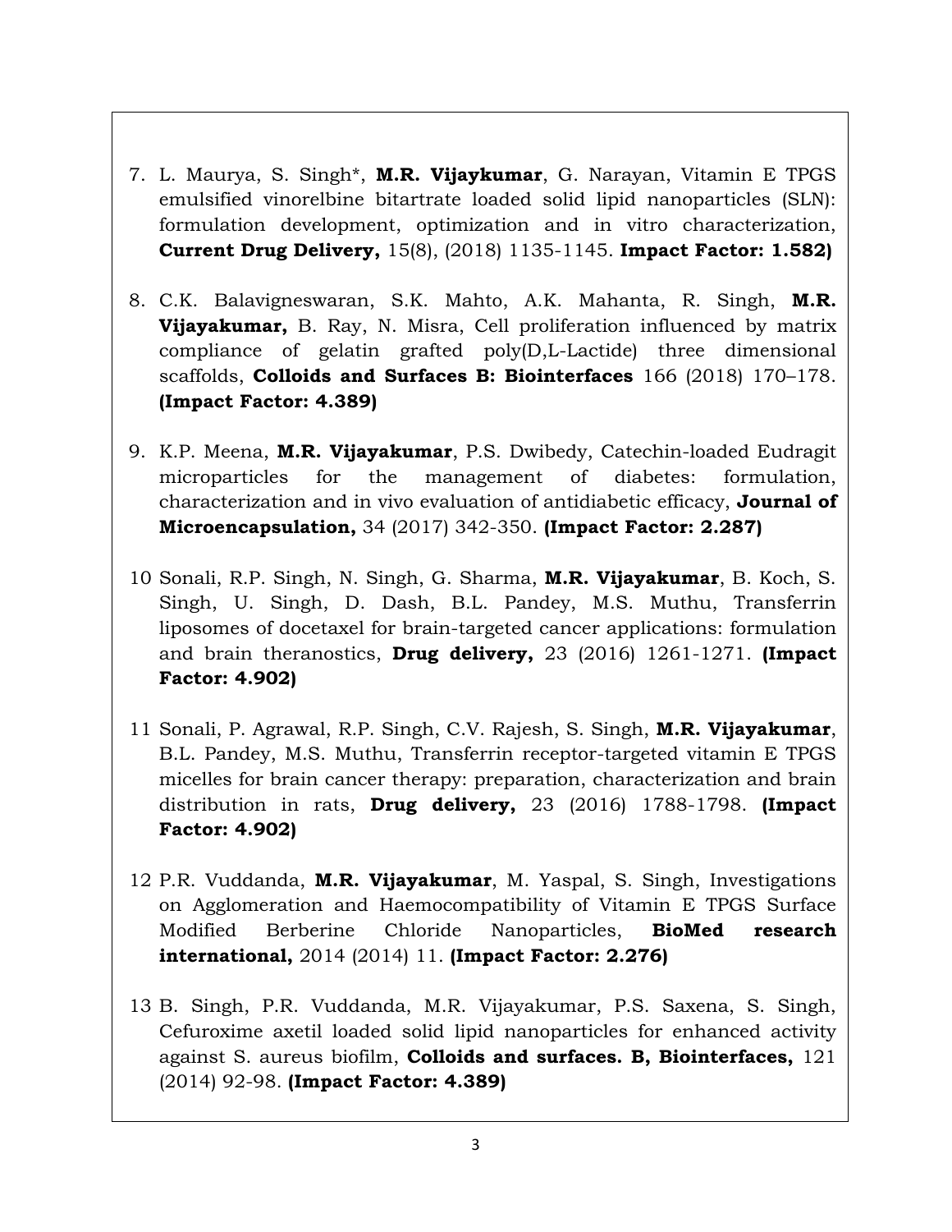7. L. Maurya, S. Singh*, **M.R. Vijaykumar**, G. Narayan, Vitamin E TPGS emulsified vinorelbine bitartrate loaded solid lipid nanoparticles (SLN): formulation development, optimization and in vitro characterization, **Current Drug Delivery,** 15(8), (2018) 1135-1145. **Impact Factor: 1.582)**

8. C.K. Balavigneswaran, S.K. Mahto, A.K. Mahanta, R. Singh, **M.R. Vijayakumar,** B. Ray, N. Misra, Cell proliferation influenced by matrix compliance of gelatin grafted poly(D,L-Lactide) three dimensional scaffolds, **Colloids and Surfaces B: Biointerfaces** 166 (2018) 170–178. **(Impact Factor: 4.389)**

9. K.P. Meena, **M.R. Vijayakumar**, P.S. Dwibedy, Catechin-loaded Eudragit microparticles for the management of diabetes: formulation, characterization and in vivo evaluation of antidiabetic efficacy, **Journal of Microencapsulation,** 34 (2017) 342-350. **(Impact Factor: 2.287)**

10 Sonali, R.P. Singh, N. Singh, G. Sharma, **M.R. Vijayakumar**, B. Koch, S. Singh, U. Singh, D. Dash, B.L. Pandey, M.S. Muthu, Transferrin liposomes of docetaxel for brain-targeted cancer applications: formulation and brain theranostics, **Drug delivery,** 23 (2016) 1261-1271. **(Impact Factor: 4.902)**

11 Sonali, P. Agrawal, R.P. Singh, C.V. Rajesh, S. Singh, **M.R. Vijayakumar**, B.L. Pandey, M.S. Muthu, Transferrin receptor-targeted vitamin E TPGS micelles for brain cancer therapy: preparation, characterization and brain distribution in rats, **Drug delivery,** 23 (2016) 1788-1798. **(Impact Factor: 4.902)**

12 P.R. Vuddanda, **M.R. Vijayakumar**, M. Yaspal, S. Singh, Investigations on Agglomeration and Haemocompatibility of Vitamin E TPGS Surface Modified Berberine Chloride Nanoparticles, **BioMed research international,** 2014 (2014) 11. **(Impact Factor: 2.276)**

13 B. Singh, P.R. Vuddanda, M.R. Vijayakumar, P.S. Saxena, S. Singh, Cefuroxime axetil loaded solid lipid nanoparticles for enhanced activity against S. aureus biofilm, **Colloids and surfaces. B, Biointerfaces,** 121 (2014) 92-98. **(Impact Factor: 4.389)**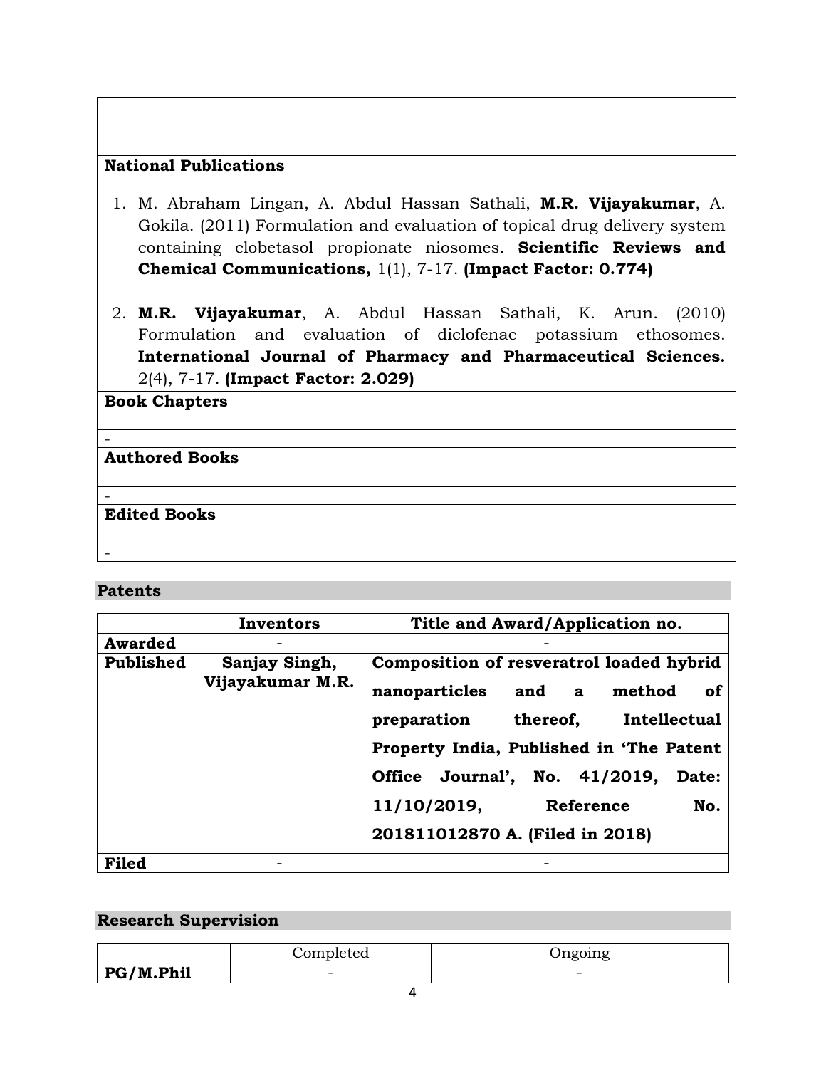## National Publications

1. M. Abraham Lingan, A. Abdul Hassan Sathali, **M.R. Vijayakumar**, A. Gokila. (2011) Formulation and evaluation of topical drug delivery system containing clobetasol propionate niosomes. **Scientific Reviews and Chemical Communications,** 1(1), 7-17. **(Impact Factor: 0.774)**

2. **M.R. Vijayakumar**, A. Abdul Hassan Sathali, K. Arun. (2010) Formulation and evaluation of diclofenac potassium ethosomes. **International Journal of Pharmacy and Pharmaceutical Sciences.** 2(4), 7-17. **(Impact Factor: 2.029)**

## Book Chapters

-

## Authored Books

-

## Edited Books

-

## Patents

| | Inventors | Title and Award/Application no. |
|---|---|---|
| **Awarded** | - | - |
| **Published** | **Sanjay Singh, Vijayakumar M.R.** | **Composition of resveratrol loaded hybrid nanoparticles and a method of preparation thereof, Intellectual Property India, Published in 'The Patent Office Journal', No. 41/2019, Date: 11/10/2019, Reference No. 201811012870 A. (Filed in 2018)** |
| **Filed** | - | - |

## Research Supervision

| | Completed | Ongoing |
|---|---|---|
| **PG/M.Phil** | - | - |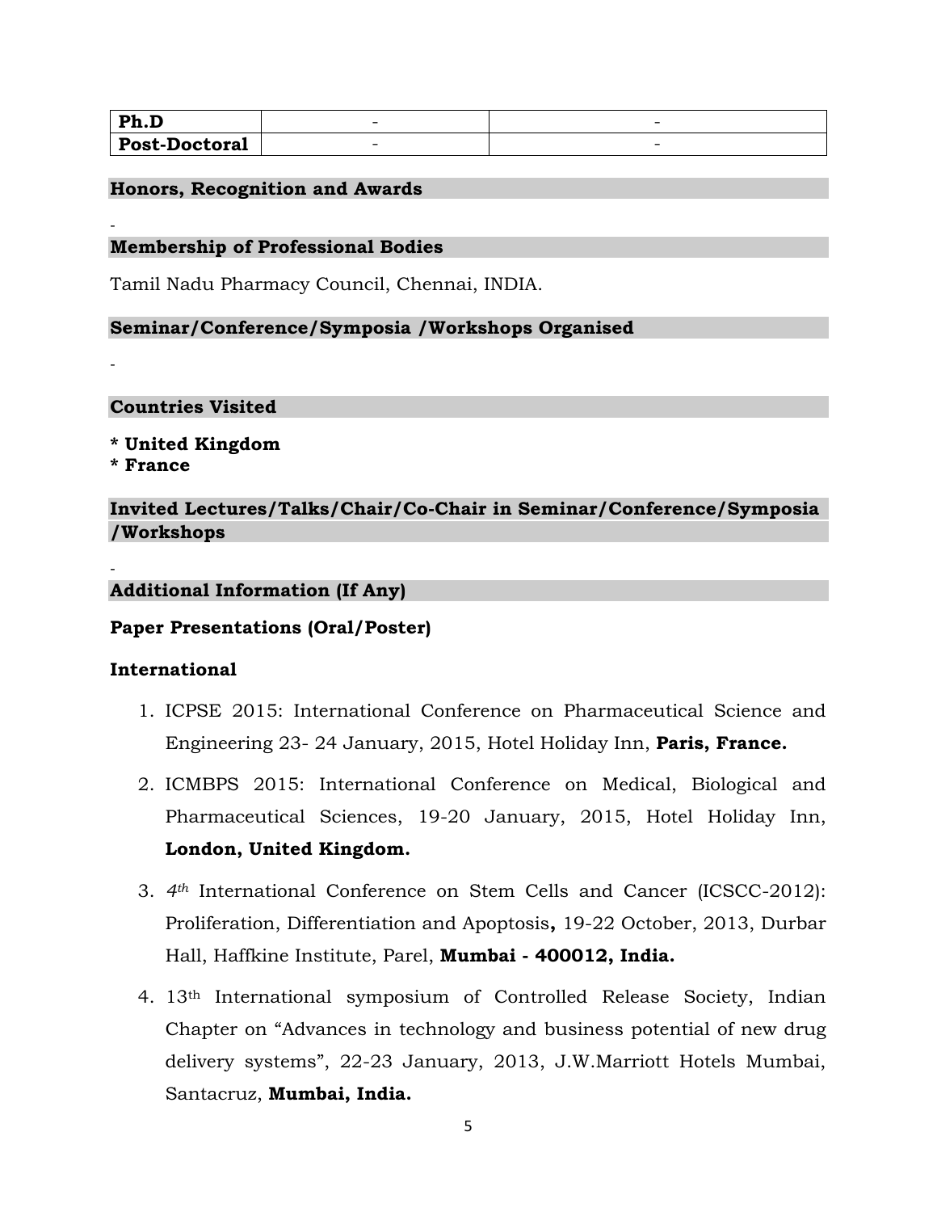| | | |
|---|---|---|
| **Ph.D** | - | - |
| **Post-Doctoral** | - | - |

## Honors, Recognition and Awards

-

## Membership of Professional Bodies

Tamil Nadu Pharmacy Council, Chennai, INDIA.

## Seminar/Conference/Symposia /Workshops Organised

-

## Countries Visited

**\* United Kingdom**
**\* France**

## Invited Lectures/Talks/Chair/Co-Chair in Seminar/Conference/Symposia /Workshops

-

## Additional Information (If Any)

**Paper Presentations (Oral/Poster)**

**International**

1. ICPSE 2015: International Conference on Pharmaceutical Science and Engineering 23- 24 January, 2015, Hotel Holiday Inn, **Paris, France.**
2. ICMBPS 2015: International Conference on Medical, Biological and Pharmaceutical Sciences, 19-20 January, 2015, Hotel Holiday Inn, **London, United Kingdom.**
3. *4th* International Conference on Stem Cells and Cancer (ICSCC-2012): Proliferation, Differentiation and Apoptosis**,** 19-22 October, 2013, Durbar Hall, Haffkine Institute, Parel, **Mumbai - 400012, India.**
4. 13th International symposium of Controlled Release Society, Indian Chapter on "Advances in technology and business potential of new drug delivery systems", 22-23 January, 2013, J.W.Marriott Hotels Mumbai, Santacruz, **Mumbai, India.**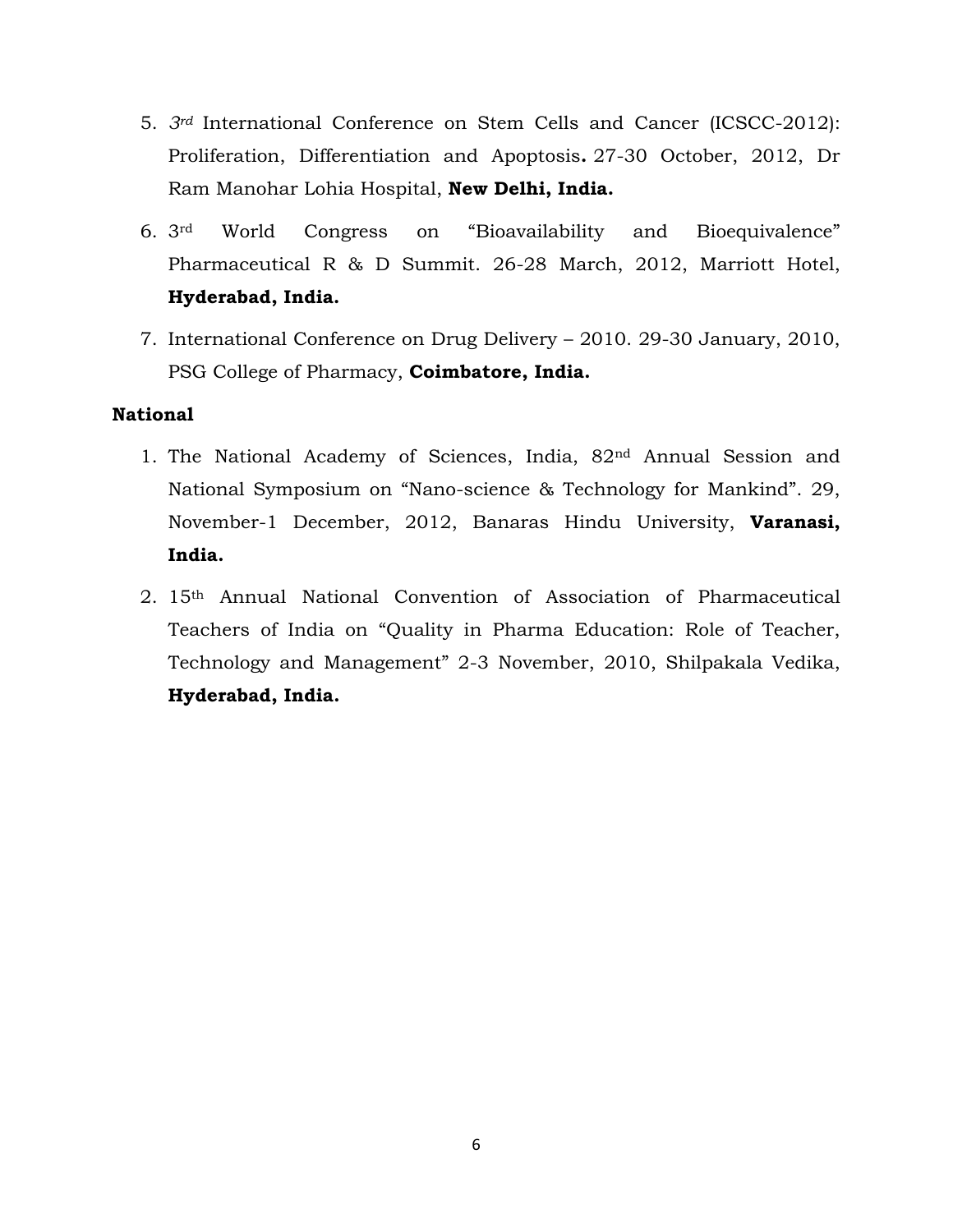5. *3rd* International Conference on Stem Cells and Cancer (ICSCC-2012): Proliferation, Differentiation and Apoptosis**.** 27-30 October, 2012, Dr Ram Manohar Lohia Hospital, **New Delhi, India.**

6. 3rd World Congress on "Bioavailability and Bioequivalence" Pharmaceutical R & D Summit. 26-28 March, 2012, Marriott Hotel, **Hyderabad, India.**

7. International Conference on Drug Delivery – 2010. 29-30 January, 2010, PSG College of Pharmacy, **Coimbatore, India.**

**National**

1. The National Academy of Sciences, India, 82nd Annual Session and National Symposium on "Nano-science & Technology for Mankind". 29, November-1 December, 2012, Banaras Hindu University, **Varanasi, India.**

2. 15th Annual National Convention of Association of Pharmaceutical Teachers of India on "Quality in Pharma Education: Role of Teacher, Technology and Management" 2-3 November, 2010, Shilpakala Vedika, **Hyderabad, India.**